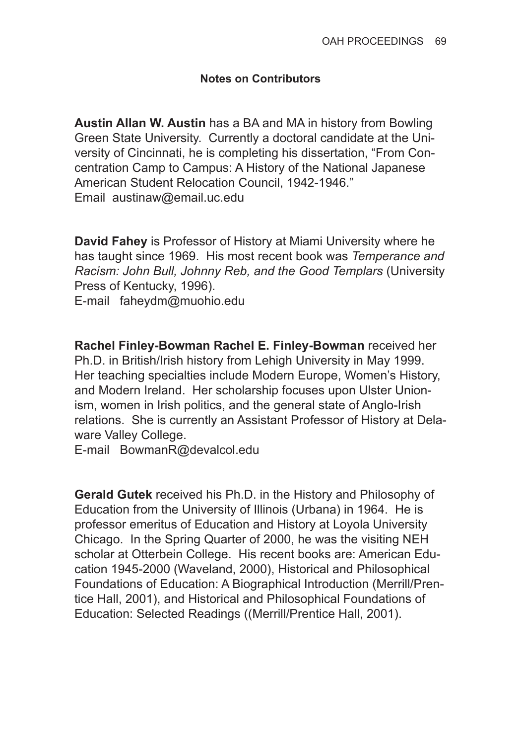## Notes on Contributors

**Austin Allan W. Austin** has a BA and MA in history from Bowling Green State University. Currently a doctoral candidate at the University of Cincinnati, he is completing his dissertation, "From Concentration Camp to Campus: A History of the National Japanese American Student Relocation Council, 1942-1946."
Email austinaw@email.uc.edu

**David Fahey** is Professor of History at Miami University where he has taught since 1969. His most recent book was *Temperance and Racism: John Bull, Johnny Reb, and the Good Templars* (University Press of Kentucky, 1996).
E-mail faheydm@muohio.edu

**Rachel Finley-Bowman Rachel E. Finley-Bowman** received her Ph.D. in British/Irish history from Lehigh University in May 1999. Her teaching specialties include Modern Europe, Women's History, and Modern Ireland. Her scholarship focuses upon Ulster Unionism, women in Irish politics, and the general state of Anglo-Irish relations. She is currently an Assistant Professor of History at Delaware Valley College.
E-mail BowmanR@devalcol.edu

**Gerald Gutek** received his Ph.D. in the History and Philosophy of Education from the University of Illinois (Urbana) in 1964. He is professor emeritus of Education and History at Loyola University Chicago. In the Spring Quarter of 2000, he was the visiting NEH scholar at Otterbein College. His recent books are: American Education 1945-2000 (Waveland, 2000), Historical and Philosophical Foundations of Education: A Biographical Introduction (Merrill/Prentice Hall, 2001), and Historical and Philosophical Foundations of Education: Selected Readings ((Merrill/Prentice Hall, 2001).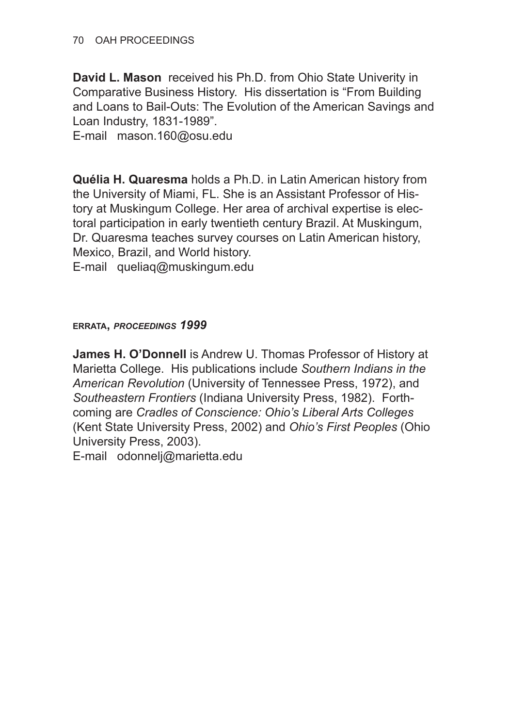**David L. Mason** received his Ph.D. from Ohio State Univerity in Comparative Business History. His dissertation is "From Building and Loans to Bail-Outs: The Evolution of the American Savings and Loan Industry, 1831-1989".
E-mail mason.160@osu.edu

**Quélia H. Quaresma** holds a Ph.D. in Latin American history from the University of Miami, FL. She is an Assistant Professor of History at Muskingum College. Her area of archival expertise is electoral participation in early twentieth century Brazil. At Muskingum, Dr. Quaresma teaches survey courses on Latin American history, Mexico, Brazil, and World history.
E-mail queliaq@muskingum.edu

### ERRATA, *PROCEEDINGS 1999*

**James H. O'Donnell** is Andrew U. Thomas Professor of History at Marietta College. His publications include *Southern Indians in the American Revolution* (University of Tennessee Press, 1972), and *Southeastern Frontiers* (Indiana University Press, 1982). Forthcoming are *Cradles of Conscience: Ohio's Liberal Arts Colleges* (Kent State University Press, 2002) and *Ohio's First Peoples* (Ohio University Press, 2003).
E-mail odonnelj@marietta.edu